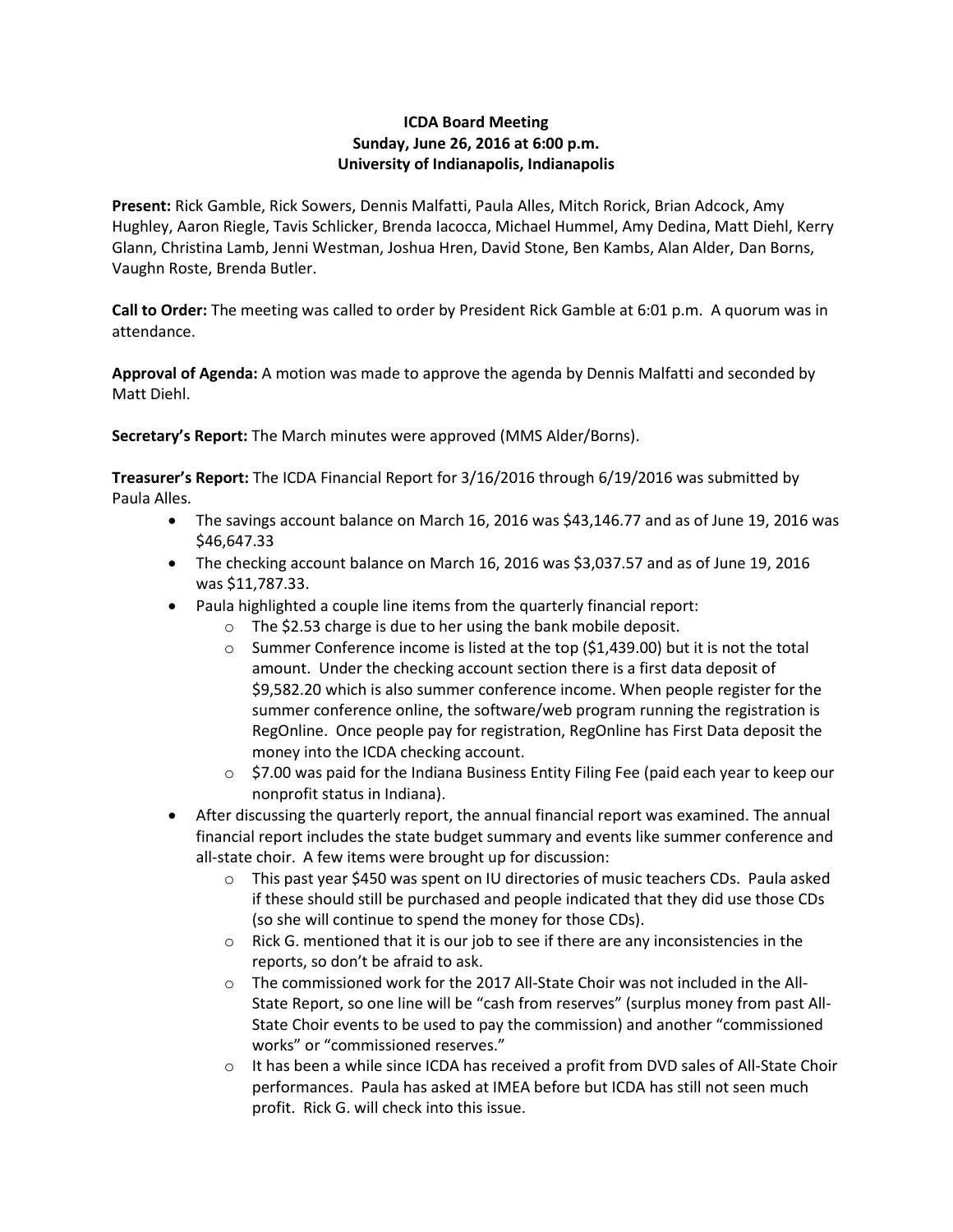**ICDA Board Meeting**
**Sunday, June 26, 2016 at 6:00 p.m.**
**University of Indianapolis, Indianapolis**

**Present:** Rick Gamble, Rick Sowers, Dennis Malfatti, Paula Alles, Mitch Rorick, Brian Adcock, Amy Hughley, Aaron Riegle, Tavis Schlicker, Brenda Iacocca, Michael Hummel, Amy Dedina, Matt Diehl, Kerry Glann, Christina Lamb, Jenni Westman, Joshua Hren, David Stone, Ben Kambs, Alan Alder, Dan Borns, Vaughn Roste, Brenda Butler.

**Call to Order:** The meeting was called to order by President Rick Gamble at 6:01 p.m. A quorum was in attendance.

**Approval of Agenda:** A motion was made to approve the agenda by Dennis Malfatti and seconded by Matt Diehl.

**Secretary's Report:** The March minutes were approved (MMS Alder/Borns).

**Treasurer's Report:** The ICDA Financial Report for 3/16/2016 through 6/19/2016 was submitted by Paula Alles.

- The savings account balance on March 16, 2016 was $43,146.77 and as of June 19, 2016 was $46,647.33
- The checking account balance on March 16, 2016 was $3,037.57 and as of June 19, 2016 was $11,787.33.
- Paula highlighted a couple line items from the quarterly financial report:
  - The $2.53 charge is due to her using the bank mobile deposit.
  - Summer Conference income is listed at the top ($1,439.00) but it is not the total amount. Under the checking account section there is a first data deposit of $9,582.20 which is also summer conference income. When people register for the summer conference online, the software/web program running the registration is RegOnline. Once people pay for registration, RegOnline has First Data deposit the money into the ICDA checking account.
  - $7.00 was paid for the Indiana Business Entity Filing Fee (paid each year to keep our nonprofit status in Indiana).
- After discussing the quarterly report, the annual financial report was examined. The annual financial report includes the state budget summary and events like summer conference and all-state choir. A few items were brought up for discussion:
  - This past year $450 was spent on IU directories of music teachers CDs. Paula asked if these should still be purchased and people indicated that they did use those CDs (so she will continue to spend the money for those CDs).
  - Rick G. mentioned that it is our job to see if there are any inconsistencies in the reports, so don't be afraid to ask.
  - The commissioned work for the 2017 All-State Choir was not included in the All-State Report, so one line will be "cash from reserves" (surplus money from past All-State Choir events to be used to pay the commission) and another "commissioned works" or "commissioned reserves."
  - It has been a while since ICDA has received a profit from DVD sales of All-State Choir performances. Paula has asked at IMEA before but ICDA has still not seen much profit. Rick G. will check into this issue.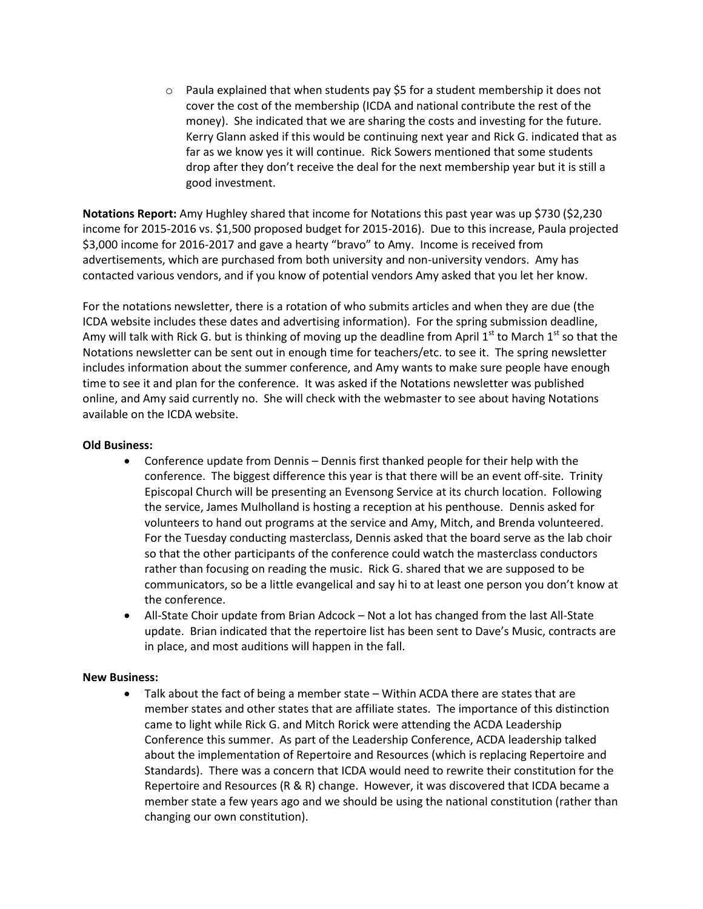- Paula explained that when students pay $5 for a student membership it does not cover the cost of the membership (ICDA and national contribute the rest of the money). She indicated that we are sharing the costs and investing for the future. Kerry Glann asked if this would be continuing next year and Rick G. indicated that as far as we know yes it will continue. Rick Sowers mentioned that some students drop after they don't receive the deal for the next membership year but it is still a good investment.

**Notations Report:** Amy Hughley shared that income for Notations this past year was up $730 ($2,230 income for 2015-2016 vs. $1,500 proposed budget for 2015-2016). Due to this increase, Paula projected $3,000 income for 2016-2017 and gave a hearty "bravo" to Amy. Income is received from advertisements, which are purchased from both university and non-university vendors. Amy has contacted various vendors, and if you know of potential vendors Amy asked that you let her know.

For the notations newsletter, there is a rotation of who submits articles and when they are due (the ICDA website includes these dates and advertising information). For the spring submission deadline, Amy will talk with Rick G. but is thinking of moving up the deadline from April 1st to March 1st so that the Notations newsletter can be sent out in enough time for teachers/etc. to see it. The spring newsletter includes information about the summer conference, and Amy wants to make sure people have enough time to see it and plan for the conference. It was asked if the Notations newsletter was published online, and Amy said currently no. She will check with the webmaster to see about having Notations available on the ICDA website.

**Old Business:**

- Conference update from Dennis – Dennis first thanked people for their help with the conference. The biggest difference this year is that there will be an event off-site. Trinity Episcopal Church will be presenting an Evensong Service at its church location. Following the service, James Mulholland is hosting a reception at his penthouse. Dennis asked for volunteers to hand out programs at the service and Amy, Mitch, and Brenda volunteered. For the Tuesday conducting masterclass, Dennis asked that the board serve as the lab choir so that the other participants of the conference could watch the masterclass conductors rather than focusing on reading the music. Rick G. shared that we are supposed to be communicators, so be a little evangelical and say hi to at least one person you don't know at the conference.
- All-State Choir update from Brian Adcock – Not a lot has changed from the last All-State update. Brian indicated that the repertoire list has been sent to Dave's Music, contracts are in place, and most auditions will happen in the fall.

**New Business:**

- Talk about the fact of being a member state – Within ACDA there are states that are member states and other states that are affiliate states. The importance of this distinction came to light while Rick G. and Mitch Rorick were attending the ACDA Leadership Conference this summer. As part of the Leadership Conference, ACDA leadership talked about the implementation of Repertoire and Resources (which is replacing Repertoire and Standards). There was a concern that ICDA would need to rewrite their constitution for the Repertoire and Resources (R & R) change. However, it was discovered that ICDA became a member state a few years ago and we should be using the national constitution (rather than changing our own constitution).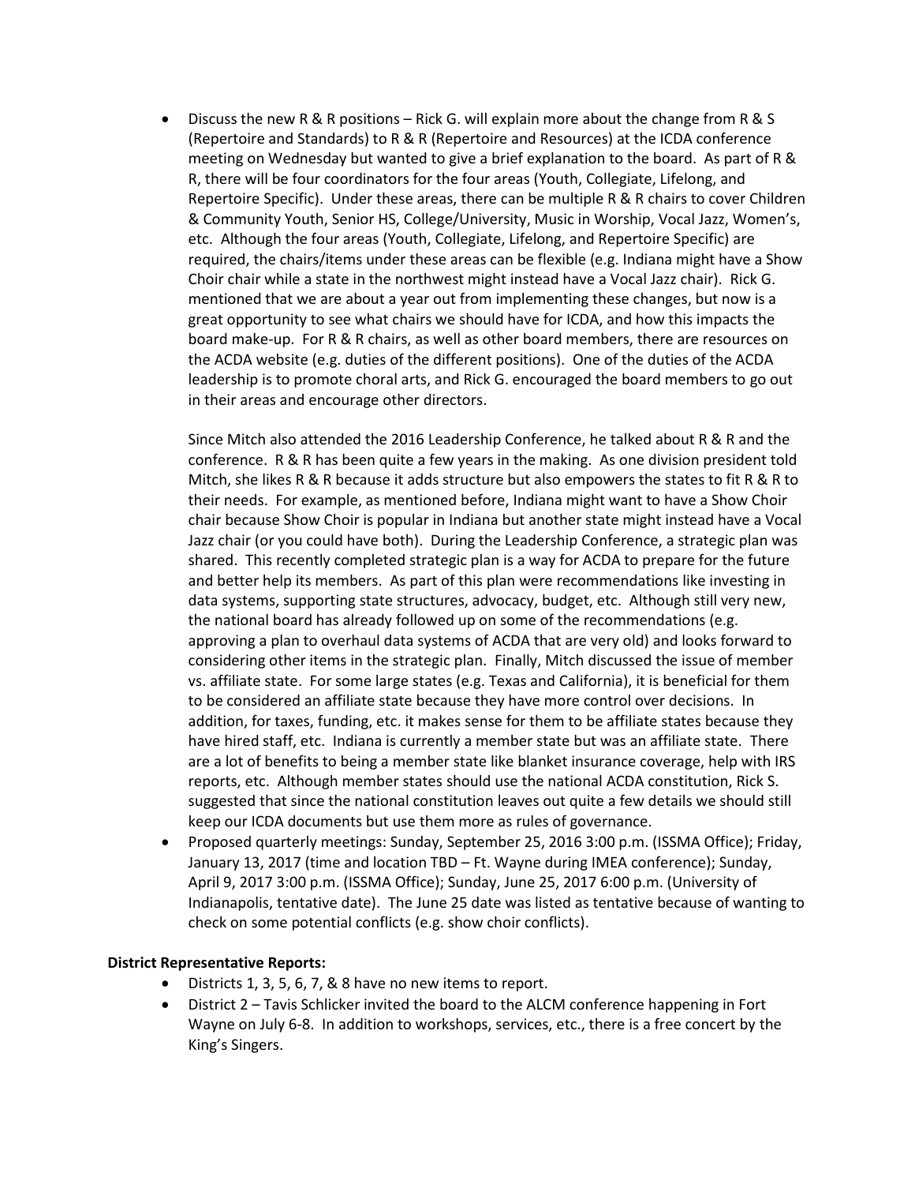- Discuss the new R & R positions – Rick G. will explain more about the change from R & S (Repertoire and Standards) to R & R (Repertoire and Resources) at the ICDA conference meeting on Wednesday but wanted to give a brief explanation to the board. As part of R & R, there will be four coordinators for the four areas (Youth, Collegiate, Lifelong, and Repertoire Specific). Under these areas, there can be multiple R & R chairs to cover Children & Community Youth, Senior HS, College/University, Music in Worship, Vocal Jazz, Women's, etc. Although the four areas (Youth, Collegiate, Lifelong, and Repertoire Specific) are required, the chairs/items under these areas can be flexible (e.g. Indiana might have a Show Choir chair while a state in the northwest might instead have a Vocal Jazz chair). Rick G. mentioned that we are about a year out from implementing these changes, but now is a great opportunity to see what chairs we should have for ICDA, and how this impacts the board make-up. For R & R chairs, as well as other board members, there are resources on the ACDA website (e.g. duties of the different positions). One of the duties of the ACDA leadership is to promote choral arts, and Rick G. encouraged the board members to go out in their areas and encourage other directors.

  Since Mitch also attended the 2016 Leadership Conference, he talked about R & R and the conference. R & R has been quite a few years in the making. As one division president told Mitch, she likes R & R because it adds structure but also empowers the states to fit R & R to their needs. For example, as mentioned before, Indiana might want to have a Show Choir chair because Show Choir is popular in Indiana but another state might instead have a Vocal Jazz chair (or you could have both). During the Leadership Conference, a strategic plan was shared. This recently completed strategic plan is a way for ACDA to prepare for the future and better help its members. As part of this plan were recommendations like investing in data systems, supporting state structures, advocacy, budget, etc. Although still very new, the national board has already followed up on some of the recommendations (e.g. approving a plan to overhaul data systems of ACDA that are very old) and looks forward to considering other items in the strategic plan. Finally, Mitch discussed the issue of member vs. affiliate state. For some large states (e.g. Texas and California), it is beneficial for them to be considered an affiliate state because they have more control over decisions. In addition, for taxes, funding, etc. it makes sense for them to be affiliate states because they have hired staff, etc. Indiana is currently a member state but was an affiliate state. There are a lot of benefits to being a member state like blanket insurance coverage, help with IRS reports, etc. Although member states should use the national ACDA constitution, Rick S. suggested that since the national constitution leaves out quite a few details we should still keep our ICDA documents but use them more as rules of governance.
- Proposed quarterly meetings: Sunday, September 25, 2016 3:00 p.m. (ISSMA Office); Friday, January 13, 2017 (time and location TBD – Ft. Wayne during IMEA conference); Sunday, April 9, 2017 3:00 p.m. (ISSMA Office); Sunday, June 25, 2017 6:00 p.m. (University of Indianapolis, tentative date). The June 25 date was listed as tentative because of wanting to check on some potential conflicts (e.g. show choir conflicts).

**District Representative Reports:**

- Districts 1, 3, 5, 6, 7, & 8 have no new items to report.
- District 2 – Tavis Schlicker invited the board to the ALCM conference happening in Fort Wayne on July 6-8. In addition to workshops, services, etc., there is a free concert by the King's Singers.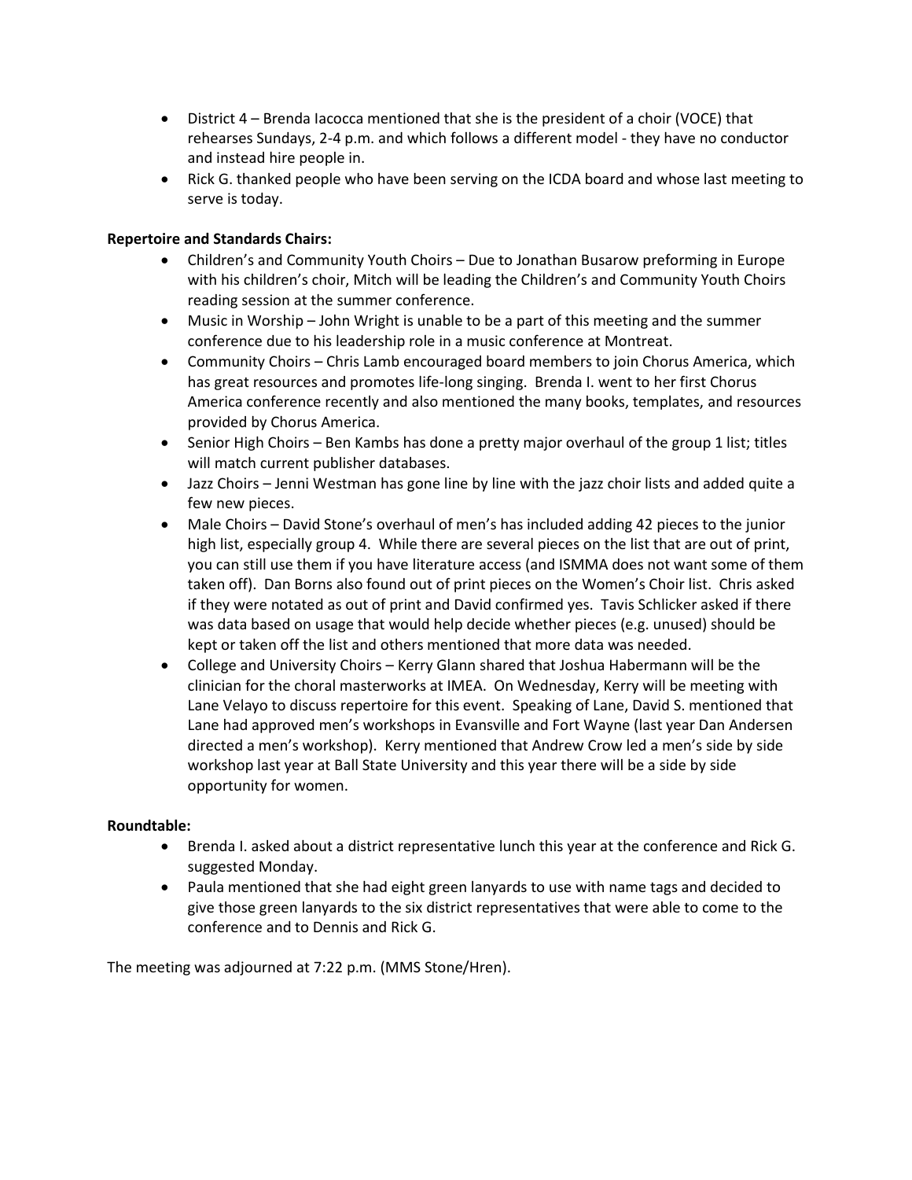- District 4 – Brenda Iacocca mentioned that she is the president of a choir (VOCE) that rehearses Sundays, 2-4 p.m. and which follows a different model - they have no conductor and instead hire people in.
- Rick G. thanked people who have been serving on the ICDA board and whose last meeting to serve is today.

**Repertoire and Standards Chairs:**

- Children's and Community Youth Choirs – Due to Jonathan Busarow preforming in Europe with his children's choir, Mitch will be leading the Children's and Community Youth Choirs reading session at the summer conference.
- Music in Worship – John Wright is unable to be a part of this meeting and the summer conference due to his leadership role in a music conference at Montreat.
- Community Choirs – Chris Lamb encouraged board members to join Chorus America, which has great resources and promotes life-long singing. Brenda I. went to her first Chorus America conference recently and also mentioned the many books, templates, and resources provided by Chorus America.
- Senior High Choirs – Ben Kambs has done a pretty major overhaul of the group 1 list; titles will match current publisher databases.
- Jazz Choirs – Jenni Westman has gone line by line with the jazz choir lists and added quite a few new pieces.
- Male Choirs – David Stone's overhaul of men's has included adding 42 pieces to the junior high list, especially group 4. While there are several pieces on the list that are out of print, you can still use them if you have literature access (and ISMMA does not want some of them taken off). Dan Borns also found out of print pieces on the Women's Choir list. Chris asked if they were notated as out of print and David confirmed yes. Tavis Schlicker asked if there was data based on usage that would help decide whether pieces (e.g. unused) should be kept or taken off the list and others mentioned that more data was needed.
- College and University Choirs – Kerry Glann shared that Joshua Habermann will be the clinician for the choral masterworks at IMEA. On Wednesday, Kerry will be meeting with Lane Velayo to discuss repertoire for this event. Speaking of Lane, David S. mentioned that Lane had approved men's workshops in Evansville and Fort Wayne (last year Dan Andersen directed a men's workshop). Kerry mentioned that Andrew Crow led a men's side by side workshop last year at Ball State University and this year there will be a side by side opportunity for women.

**Roundtable:**

- Brenda I. asked about a district representative lunch this year at the conference and Rick G. suggested Monday.
- Paula mentioned that she had eight green lanyards to use with name tags and decided to give those green lanyards to the six district representatives that were able to come to the conference and to Dennis and Rick G.

The meeting was adjourned at 7:22 p.m. (MMS Stone/Hren).